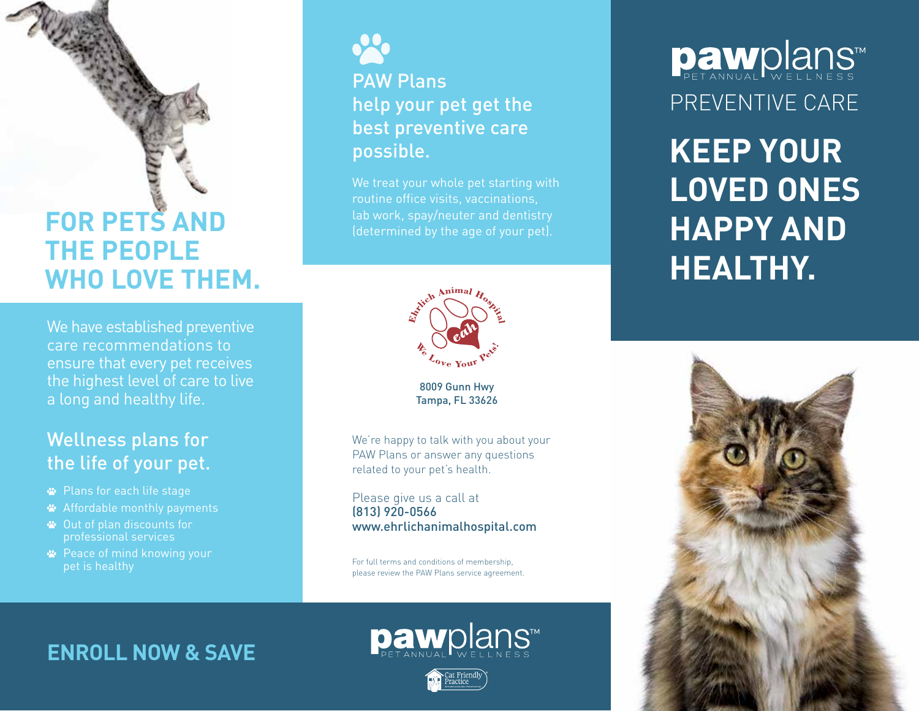# FOR PETS AND THE PEOPLE WHO LOVE THEM.

We have established preventive care recommendations to ensure that every pet receives the highest level of care to live a long and healthy life.

## Wellness plans for the life of your pet.

- Plans for each life stage
- Affordable monthly payments
- Out of plan discounts for professional services
- Peace of mind knowing your pet is healthy

## ENROLL NOW & SAVE

## PAW Plans help your pet get the best preventive care possible.

We treat your whole pet starting with routine office visits, vaccinations, lab work, spay/neuter and dentistry (determined by the age of your pet).

Ehrlich Animal Hospital

eah

We Love Your Pets!

8009 Gunn Hwy
Tampa, FL 33626

We're happy to talk with you about your PAW Plans or answer any questions related to your pet's health.

Please give us a call at
(813) 920-0566
www.ehrlichanimalhospital.com

For full terms and conditions of membership, please review the PAW Plans service agreement.

pawplans™ PET ANNUAL WELLNESS

Cat Friendly Practice

pawplans™ PET ANNUAL WELLNESS

PREVENTIVE CARE

# KEEP YOUR LOVED ONES HAPPY AND HEALTHY.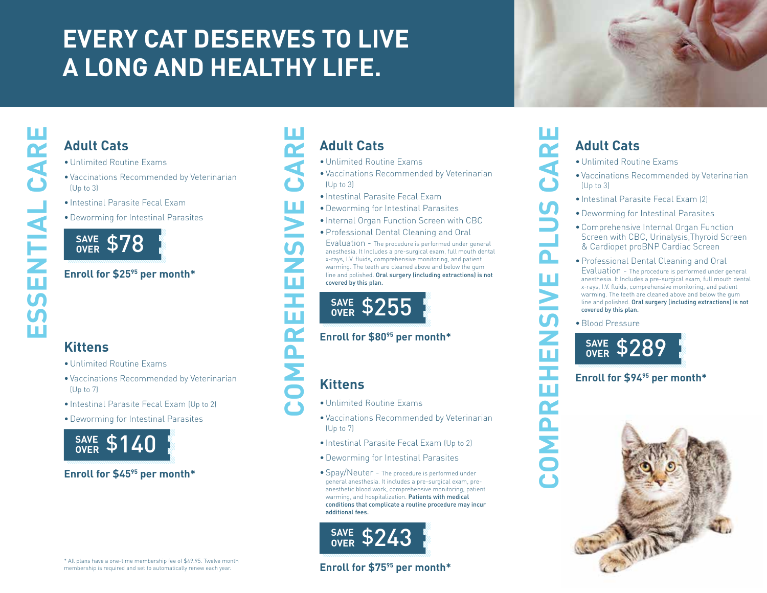# EVERY CAT DESERVES TO LIVE A LONG AND HEALTHY LIFE.

## ESSENTIAL CARE

### Adult Cats

- Unlimited Routine Exams
- Vaccinations Recommended by Veterinarian (Up to 3)
- Intestinal Parasite Fecal Exam
- Deworming for Intestinal Parasites

**SAVE OVER $78**

**Enroll for $25[95] per month***

### Kittens

- Unlimited Routine Exams
- Vaccinations Recommended by Veterinarian (Up to 7)
- Intestinal Parasite Fecal Exam (Up to 2)
- Deworming for Intestinal Parasites

**SAVE OVER $140**

**Enroll for $45[95] per month***

* All plans have a one-time membership fee of $49.95. Twelve month membership is required and set to automatically renew each year.

## COMPREHENSIVE CARE

### Adult Cats

- Unlimited Routine Exams
- Vaccinations Recommended by Veterinarian (Up to 3)
- Intestinal Parasite Fecal Exam
- Deworming for Intestinal Parasites
- Internal Organ Function Screen with CBC
- Professional Dental Cleaning and Oral Evaluation - The procedure is performed under general anesthesia. It Includes a pre-surgical exam, full mouth dental x-rays, I.V. fluids, comprehensive monitoring, and patient warming. The teeth are cleaned above and below the gum line and polished. **Oral surgery (including extractions) is not covered by this plan.**

**SAVE OVER $255**

**Enroll for $80[95] per month***

### Kittens

- Unlimited Routine Exams
- Vaccinations Recommended by Veterinarian (Up to 7)
- Intestinal Parasite Fecal Exam (Up to 2)
- Deworming for Intestinal Parasites
- Spay/Neuter - The procedure is performed under general anesthesia. It includes a pre-surgical exam, pre-anesthetic blood work, comprehensive monitoring, patient warming, and hospitalization. **Patients with medical conditions that complicate a routine procedure may incur additional fees.**

**SAVE OVER $243**

**Enroll for $75[95] per month***

## COMPREHENSIVE PLUS CARE

### Adult Cats

- Unlimited Routine Exams
- Vaccinations Recommended by Veterinarian (Up to 3)
- Intestinal Parasite Fecal Exam (2)
- Deworming for Intestinal Parasites
- Comprehensive Internal Organ Function Screen with CBC, Urinalysis,Thyroid Screen & Cardiopet proBNP Cardiac Screen
- Professional Dental Cleaning and Oral Evaluation - The procedure is performed under general anesthesia. It Includes a pre-surgical exam, full mouth dental x-rays, I.V. fluids, comprehensive monitoring, and patient warming. The teeth are cleaned above and below the gum line and polished. **Oral surgery (including extractions) is not covered by this plan.**
- Blood Pressure

**SAVE OVER $289**

**Enroll for $94[95] per month***